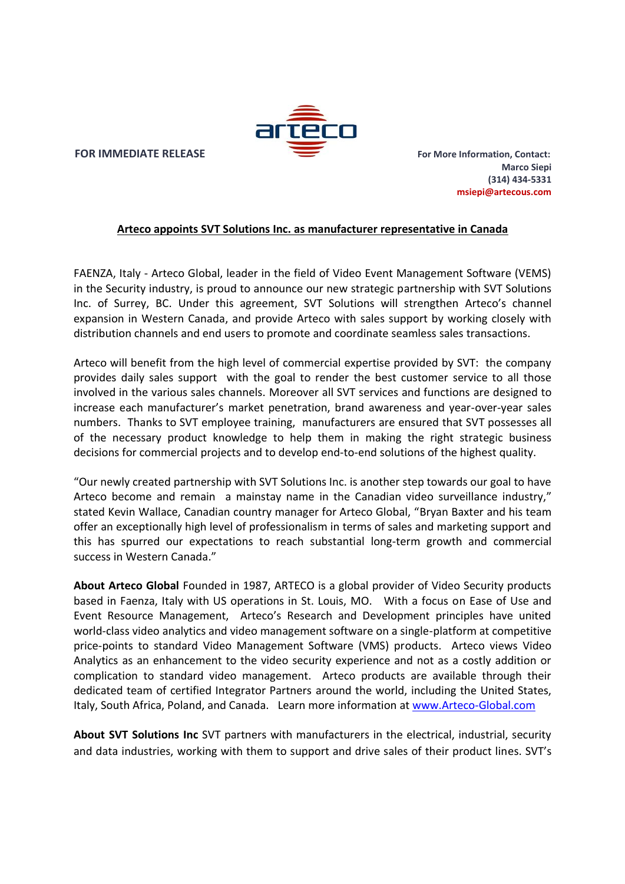**FOR IMMEDIATE RELEASE**

**For More Information, Contact:**
**Marco Siepi**
**(314) 434-5331**
**msiepi@artecous.com**

## Arteco appoints SVT Solutions Inc. as manufacturer representative in Canada

FAENZA, Italy - Arteco Global, leader in the field of Video Event Management Software (VEMS) in the Security industry, is proud to announce our new strategic partnership with SVT Solutions Inc. of Surrey, BC. Under this agreement, SVT Solutions will strengthen Arteco's channel expansion in Western Canada, and provide Arteco with sales support by working closely with distribution channels and end users to promote and coordinate seamless sales transactions.

Arteco will benefit from the high level of commercial expertise provided by SVT: the company provides daily sales support with the goal to render the best customer service to all those involved in the various sales channels. Moreover all SVT services and functions are designed to increase each manufacturer's market penetration, brand awareness and year-over-year sales numbers. Thanks to SVT employee training, manufacturers are ensured that SVT possesses all of the necessary product knowledge to help them in making the right strategic business decisions for commercial projects and to develop end-to-end solutions of the highest quality.

"Our newly created partnership with SVT Solutions Inc. is another step towards our goal to have Arteco become and remain a mainstay name in the Canadian video surveillance industry," stated Kevin Wallace, Canadian country manager for Arteco Global, "Bryan Baxter and his team offer an exceptionally high level of professionalism in terms of sales and marketing support and this has spurred our expectations to reach substantial long-term growth and commercial success in Western Canada."

**About Arteco Global** Founded in 1987, ARTECO is a global provider of Video Security products based in Faenza, Italy with US operations in St. Louis, MO. With a focus on Ease of Use and Event Resource Management, Arteco's Research and Development principles have united world-class video analytics and video management software on a single-platform at competitive price-points to standard Video Management Software (VMS) products. Arteco views Video Analytics as an enhancement to the video security experience and not as a costly addition or complication to standard video management. Arteco products are available through their dedicated team of certified Integrator Partners around the world, including the United States, Italy, South Africa, Poland, and Canada. Learn more information at [www.Arteco-Global.com](http://www.Arteco-Global.com)

**About SVT Solutions Inc** SVT partners with manufacturers in the electrical, industrial, security and data industries, working with them to support and drive sales of their product lines. SVT's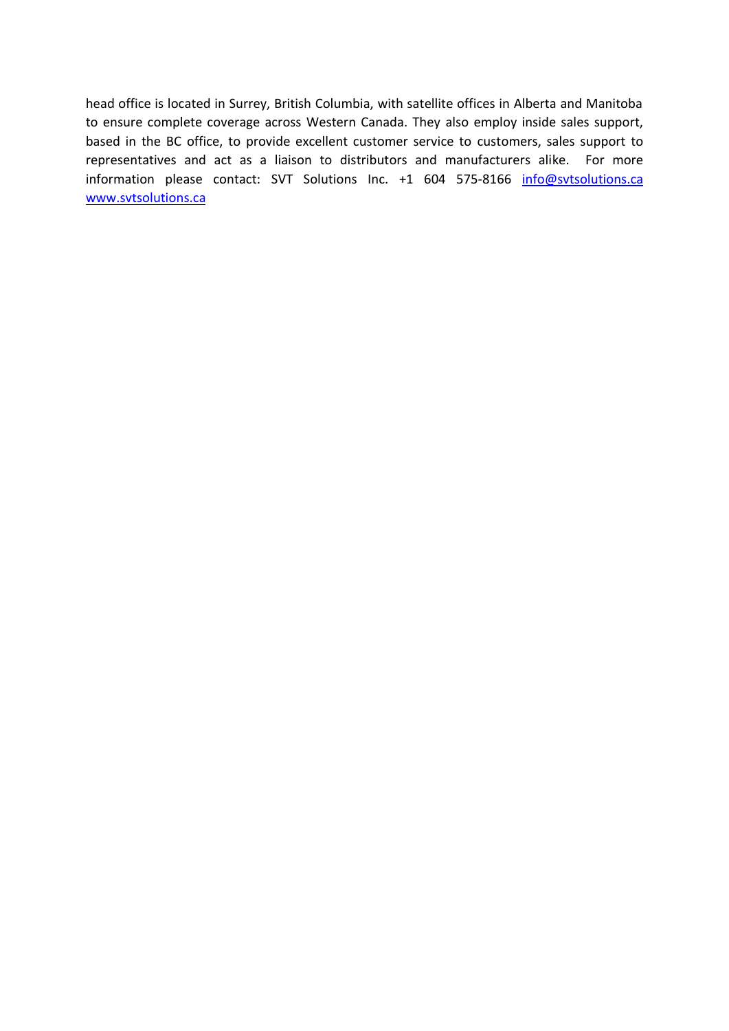head office is located in Surrey, British Columbia, with satellite offices in Alberta and Manitoba to ensure complete coverage across Western Canada. They also employ inside sales support, based in the BC office, to provide excellent customer service to customers, sales support to representatives and act as a liaison to distributors and manufacturers alike. For more information please contact: SVT Solutions Inc. +1 604 575-8166 info@svtsolutions.ca www.svtsolutions.ca